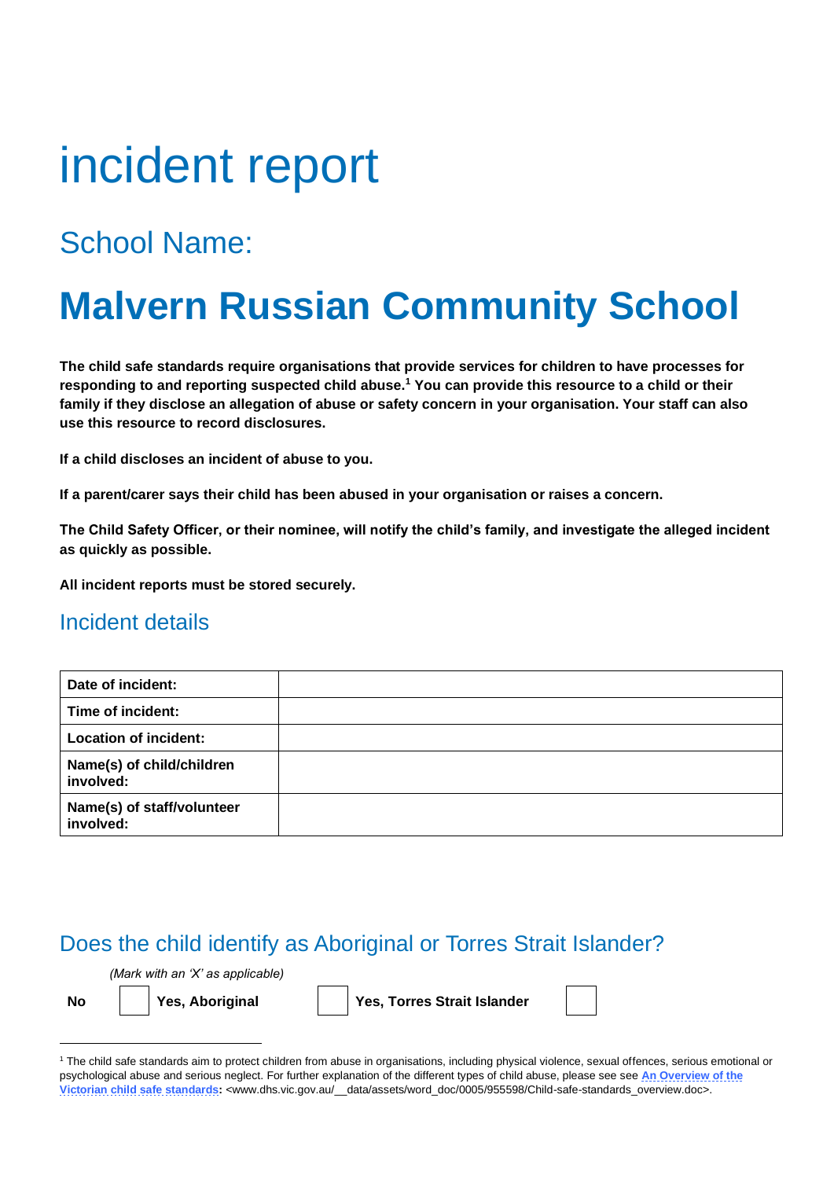# incident report

## School Name:

# Malvern Russian Community School

**The child safe standards require organisations that provide services for children to have processes for responding to and reporting suspected child abuse.[1] You can provide this resource to a child or their family if they disclose an allegation of abuse or safety concern in your organisation. Your staff can also use this resource to record disclosures.**

**If a child discloses an incident of abuse to you.**

**If a parent/carer says their child has been abused in your organisation or raises a concern.**

**The Child Safety Officer, or their nominee, will notify the child's family, and investigate the alleged incident as quickly as possible.**

**All incident reports must be stored securely.**

## Incident details

| | |
|---|---|
| **Date of incident:** | |
| **Time of incident:** | |
| **Location of incident:** | |
| **Name(s) of child/children involved:** | |
| **Name(s) of staff/volunteer involved:** | |

## Does the child identify as Aboriginal or Torres Strait Islander?

*(Mark with an 'X' as applicable)*

**No** ☐ **Yes, Aboriginal** ☐ **Yes, Torres Strait Islander** ☐

[1] The child safe standards aim to protect children from abuse in organisations, including physical violence, sexual offences, serious emotional or psychological abuse and serious neglect. For further explanation of the different types of child abuse, please see see **An Overview of the Victorian child safe standards:** <www.dhs.vic.gov.au/__data/assets/word_doc/0005/955598/Child-safe-standards_overview.doc>.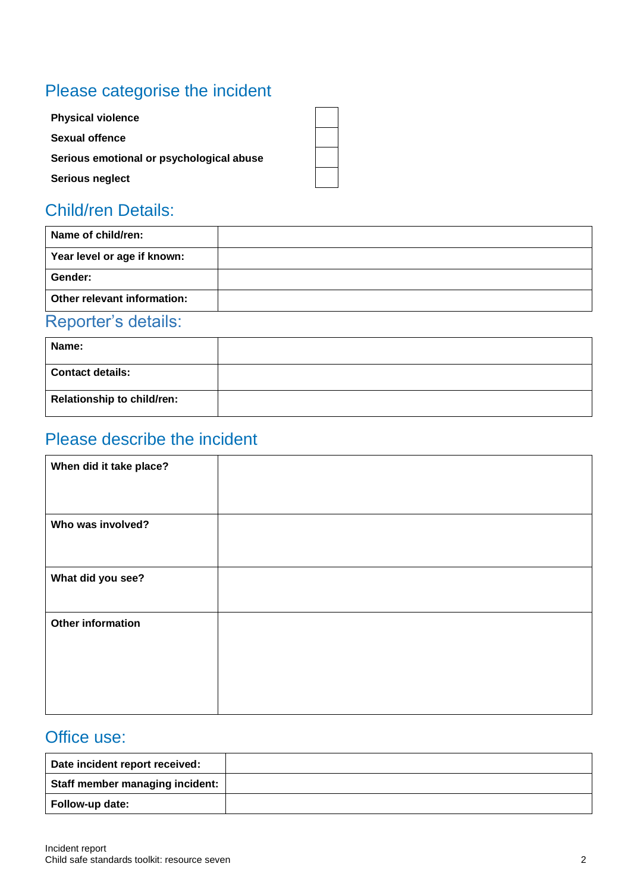## Please categorise the incident

| | |
|---|---|
| **Physical violence** | |
| **Sexual offence** | |
| **Serious emotional or psychological abuse** | |
| **Serious neglect** | |

## Child/ren Details:

| | |
|---|---|
| **Name of child/ren:** | |
| **Year level or age if known:** | |
| **Gender:** | |
| **Other relevant information:** | |

## Reporter's details:

| | |
|---|---|
| **Name:** | |
| **Contact details:** | |
| **Relationship to child/ren:** | |

## Please describe the incident

| | |
|---|---|
| **When did it take place?** | |
| **Who was involved?** | |
| **What did you see?** | |
| **Other information** | |

## Office use:

| | |
|---|---|
| **Date incident report received:** | |
| **Staff member managing incident:** | |
| **Follow-up date:** | |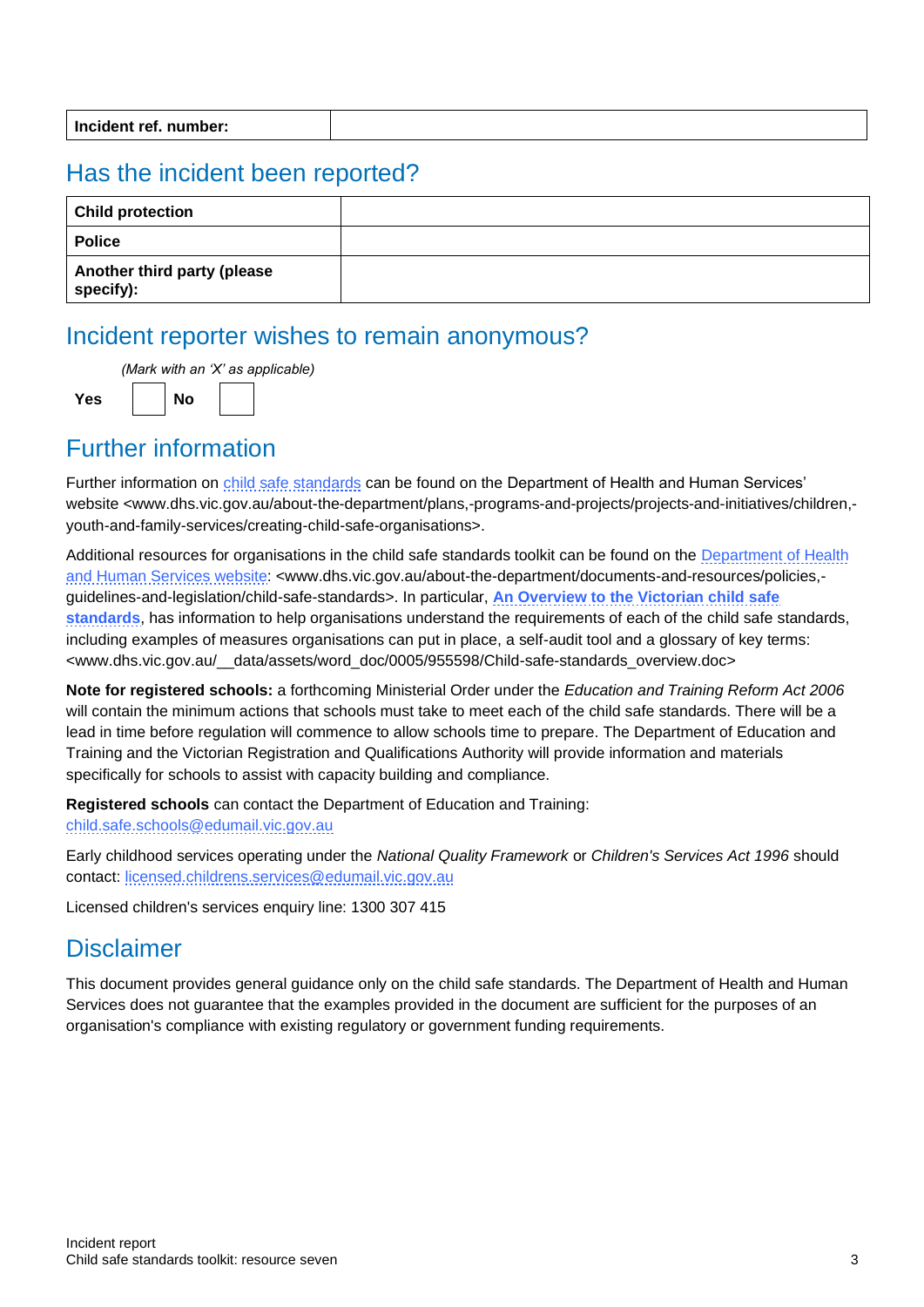| | |
|---|---|
| **Incident ref. number:** | |

## Has the incident been reported?

| | |
|---|---|
| **Child protection** | |
| **Police** | |
| **Another third party (please specify):** | |

## Incident reporter wishes to remain anonymous?

*(Mark with an 'X' as applicable)*

| | | | |
|---|---|---|---|
| **Yes** | | **No** | |

## Further information

Further information on child safe standards can be found on the Department of Health and Human Services' website <www.dhs.vic.gov.au/about-the-department/plans,-programs-and-projects/projects-and-initiatives/children,-youth-and-family-services/creating-child-safe-organisations>.

Additional resources for organisations in the child safe standards toolkit can be found on the Department of Health and Human Services website: <www.dhs.vic.gov.au/about-the-department/documents-and-resources/policies,-guidelines-and-legislation/child-safe-standards>. In particular, **An Overview to the Victorian child safe standards**, has information to help organisations understand the requirements of each of the child safe standards, including examples of measures organisations can put in place, a self-audit tool and a glossary of key terms: <www.dhs.vic.gov.au/__data/assets/word_doc/0005/955598/Child-safe-standards_overview.doc>

**Note for registered schools:** a forthcoming Ministerial Order under the *Education and Training Reform Act 2006* will contain the minimum actions that schools must take to meet each of the child safe standards. There will be a lead in time before regulation will commence to allow schools time to prepare. The Department of Education and Training and the Victorian Registration and Qualifications Authority will provide information and materials specifically for schools to assist with capacity building and compliance.

**Registered schools** can contact the Department of Education and Training: child.safe.schools@edumail.vic.gov.au

Early childhood services operating under the *National Quality Framework* or *Children's Services Act 1996* should contact: licensed.childrens.services@edumail.vic.gov.au

Licensed children's services enquiry line: 1300 307 415

## Disclaimer

This document provides general guidance only on the child safe standards. The Department of Health and Human Services does not guarantee that the examples provided in the document are sufficient for the purposes of an organisation's compliance with existing regulatory or government funding requirements.